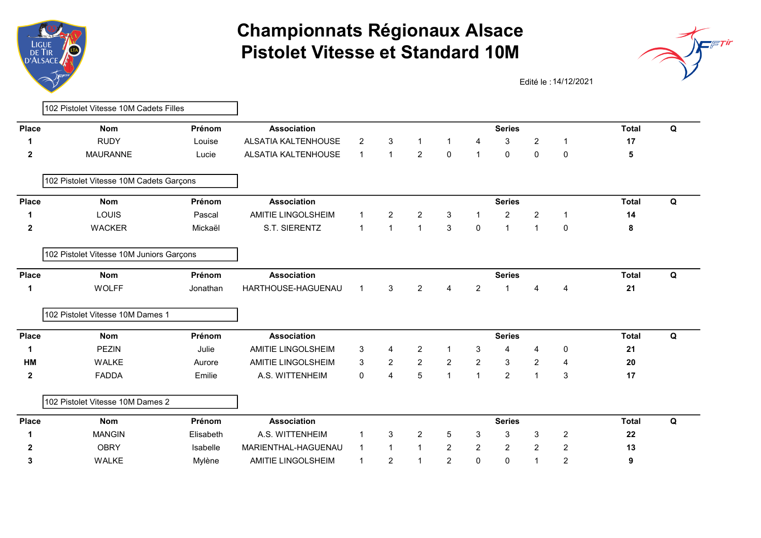# Championnats Régionaux Alsace
# Pistolet Vitesse et Standard 10M

Edité le : 14/12/2021

### 102 Pistolet Vitesse 10M Cadets Filles

| Place | Nom | Prénom | Association | Series | | | | | | | | Total | Q |
|---|---|---|---|---|---|---|---|---|---|---|---|---|---|
| **1** | RUDY | Louise | ALSATIA KALTENHOUSE | 2 | 3 | 1 | 1 | 4 | 3 | 2 | 1 | **17** | |
| **2** | MAURANNE | Lucie | ALSATIA KALTENHOUSE | 1 | 1 | 2 | 0 | 1 | 0 | 0 | 0 | **5** | |

### 102 Pistolet Vitesse 10M Cadets Garçons

| Place | Nom | Prénom | Association | Series | | | | | | | | Total | Q |
|---|---|---|---|---|---|---|---|---|---|---|---|---|---|
| **1** | LOUIS | Pascal | AMITIE LINGOLSHEIM | 1 | 2 | 2 | 3 | 1 | 2 | 2 | 1 | **14** | |
| **2** | WACKER | Mickaël | S.T. SIERENTZ | 1 | 1 | 1 | 3 | 0 | 1 | 1 | 0 | **8** | |

### 102 Pistolet Vitesse 10M Juniors Garçons

| Place | Nom | Prénom | Association | Series | | | | | | | | Total | Q |
|---|---|---|---|---|---|---|---|---|---|---|---|---|---|
| **1** | WOLFF | Jonathan | HARTHOUSE-HAGUENAU | 1 | 3 | 2 | 4 | 2 | 1 | 4 | 4 | **21** | |

### 102 Pistolet Vitesse 10M Dames 1

| Place | Nom | Prénom | Association | Series | | | | | | | | Total | Q |
|---|---|---|---|---|---|---|---|---|---|---|---|---|---|
| **1** | PEZIN | Julie | AMITIE LINGOLSHEIM | 3 | 4 | 2 | 1 | 3 | 4 | 4 | 0 | **21** | |
| **HM** | WALKE | Aurore | AMITIE LINGOLSHEIM | 3 | 2 | 2 | 2 | 2 | 3 | 2 | 4 | **20** | |
| **2** | FADDA | Emilie | A.S. WITTENHEIM | 0 | 4 | 5 | 1 | 1 | 2 | 1 | 3 | **17** | |

### 102 Pistolet Vitesse 10M Dames 2

| Place | Nom | Prénom | Association | Series | | | | | | | | Total | Q |
|---|---|---|---|---|---|---|---|---|---|---|---|---|---|
| **1** | MANGIN | Elisabeth | A.S. WITTENHEIM | 1 | 3 | 2 | 5 | 3 | 3 | 3 | 2 | **22** | |
| **2** | OBRY | Isabelle | MARIENTHAL-HAGUENAU | 1 | 1 | 1 | 2 | 2 | 2 | 2 | 2 | **13** | |
| **3** | WALKE | Mylène | AMITIE LINGOLSHEIM | 1 | 2 | 1 | 2 | 0 | 0 | 1 | 2 | **9** | |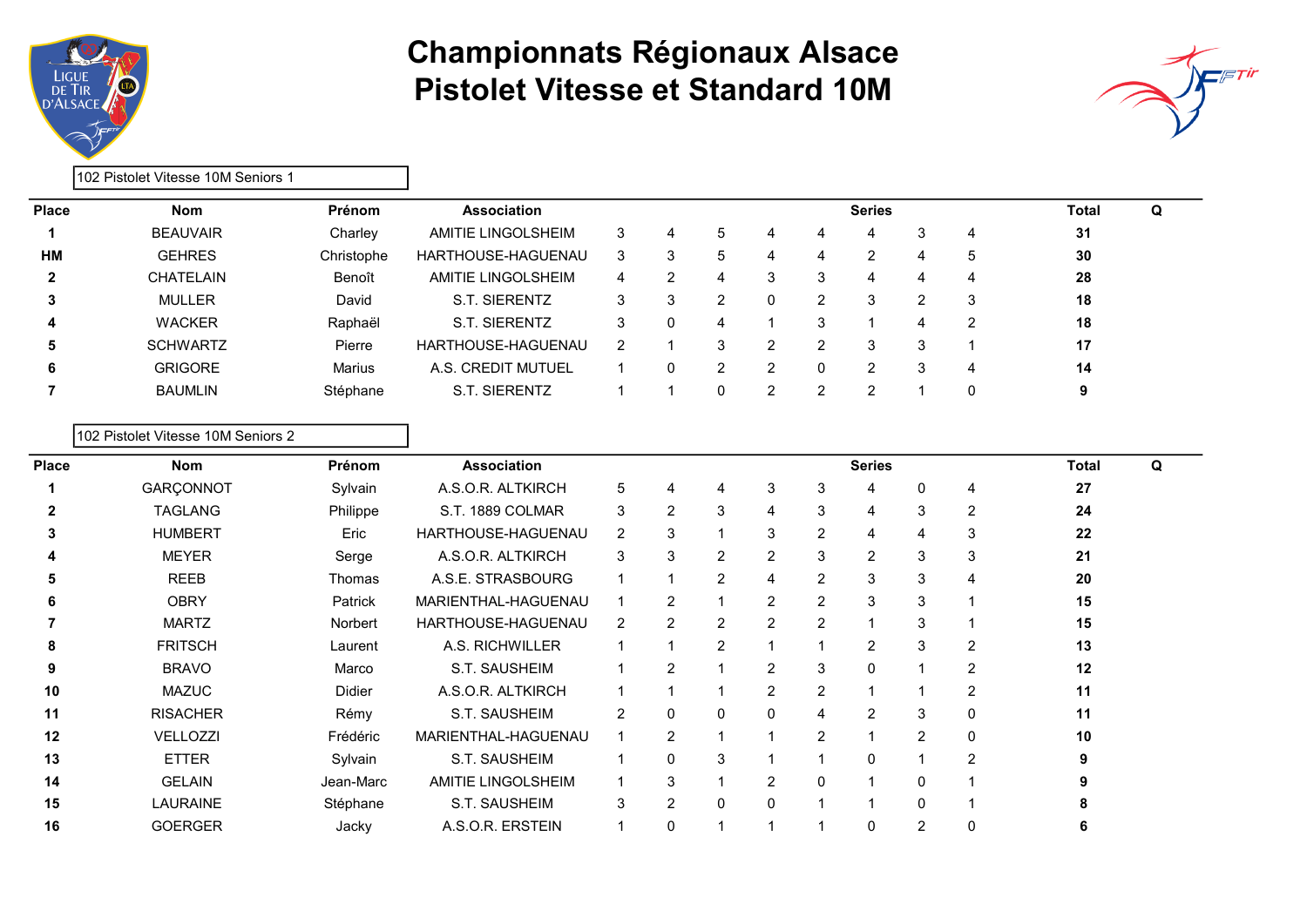# Championnats Régionaux Alsace
# Pistolet Vitesse et Standard 10M

102 Pistolet Vitesse 10M Seniors 1

| Place | Nom | Prénom | Association | Series | | | | | | | | Total | Q |
|---|---|---|---|---|---|---|---|---|---|---|---|---|---|
| **1** | BEAUVAIR | Charley | AMITIE LINGOLSHEIM | 3 | 4 | 5 | 4 | 4 | 4 | 3 | 4 | **31** | |
| **HM** | GEHRES | Christophe | HARTHOUSE-HAGUENAU | 3 | 3 | 5 | 4 | 4 | 2 | 4 | 5 | **30** | |
| **2** | CHATELAIN | Benoît | AMITIE LINGOLSHEIM | 4 | 2 | 4 | 3 | 3 | 4 | 4 | 4 | **28** | |
| **3** | MULLER | David | S.T. SIERENTZ | 3 | 3 | 2 | 0 | 2 | 3 | 2 | 3 | **18** | |
| **4** | WACKER | Raphaël | S.T. SIERENTZ | 3 | 0 | 4 | 1 | 3 | 1 | 4 | 2 | **18** | |
| **5** | SCHWARTZ | Pierre | HARTHOUSE-HAGUENAU | 2 | 1 | 3 | 2 | 2 | 3 | 3 | 1 | **17** | |
| **6** | GRIGORE | Marius | A.S. CREDIT MUTUEL | 1 | 0 | 2 | 2 | 0 | 2 | 3 | 4 | **14** | |
| **7** | BAUMLIN | Stéphane | S.T. SIERENTZ | 1 | 1 | 0 | 2 | 2 | 2 | 1 | 0 | **9** | |

102 Pistolet Vitesse 10M Seniors 2

| Place | Nom | Prénom | Association | Series | | | | | | | | Total | Q |
|---|---|---|---|---|---|---|---|---|---|---|---|---|---|
| **1** | GARÇONNOT | Sylvain | A.S.O.R. ALTKIRCH | 5 | 4 | 4 | 3 | 3 | 4 | 0 | 4 | **27** | |
| **2** | TAGLANG | Philippe | S.T. 1889 COLMAR | 3 | 2 | 3 | 4 | 3 | 4 | 3 | 2 | **24** | |
| **3** | HUMBERT | Eric | HARTHOUSE-HAGUENAU | 2 | 3 | 1 | 3 | 2 | 4 | 4 | 3 | **22** | |
| **4** | MEYER | Serge | A.S.O.R. ALTKIRCH | 3 | 3 | 2 | 2 | 3 | 2 | 3 | 3 | **21** | |
| **5** | REEB | Thomas | A.S.E. STRASBOURG | 1 | 1 | 2 | 4 | 2 | 3 | 3 | 4 | **20** | |
| **6** | OBRY | Patrick | MARIENTHAL-HAGUENAU | 1 | 2 | 1 | 2 | 2 | 3 | 3 | 1 | **15** | |
| **7** | MARTZ | Norbert | HARTHOUSE-HAGUENAU | 2 | 2 | 2 | 2 | 2 | 1 | 3 | 1 | **15** | |
| **8** | FRITSCH | Laurent | A.S. RICHWILLER | 1 | 1 | 2 | 1 | 1 | 2 | 3 | 2 | **13** | |
| **9** | BRAVO | Marco | S.T. SAUSHEIM | 1 | 2 | 1 | 2 | 3 | 0 | 1 | 2 | **12** | |
| **10** | MAZUC | Didier | A.S.O.R. ALTKIRCH | 1 | 1 | 1 | 2 | 2 | 1 | 1 | 2 | **11** | |
| **11** | RISACHER | Rémy | S.T. SAUSHEIM | 2 | 0 | 0 | 0 | 4 | 2 | 3 | 0 | **11** | |
| **12** | VELLOZZI | Frédéric | MARIENTHAL-HAGUENAU | 1 | 2 | 1 | 1 | 2 | 1 | 2 | 0 | **10** | |
| **13** | ETTER | Sylvain | S.T. SAUSHEIM | 1 | 0 | 3 | 1 | 1 | 0 | 1 | 2 | **9** | |
| **14** | GELAIN | Jean-Marc | AMITIE LINGOLSHEIM | 1 | 3 | 1 | 2 | 0 | 1 | 0 | 1 | **9** | |
| **15** | LAURAINE | Stéphane | S.T. SAUSHEIM | 3 | 2 | 0 | 0 | 1 | 1 | 0 | 1 | **8** | |
| **16** | GOERGER | Jacky | A.S.O.R. ERSTEIN | 1 | 0 | 1 | 1 | 1 | 0 | 2 | 0 | **6** | |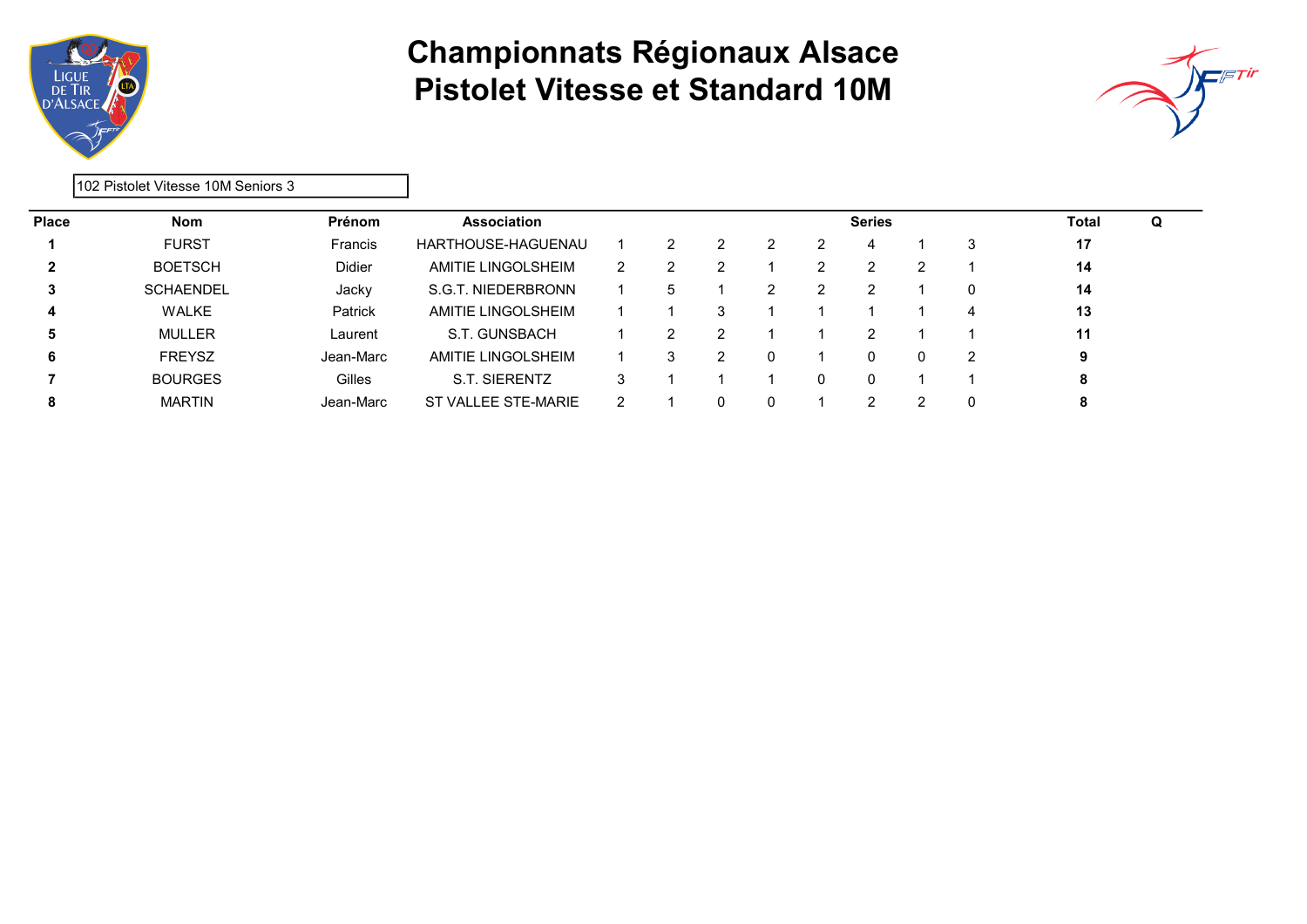# Championnats Régionaux Alsace
# Pistolet Vitesse et Standard 10M

102 Pistolet Vitesse 10M Seniors 3

| Place | Nom | Prénom | Association | Series | | | | | | | | Total | Q |
|---|---|---|---|---|---|---|---|---|---|---|---|---|---|
| **1** | FURST | Francis | HARTHOUSE-HAGUENAU | 1 | 2 | 2 | 2 | 2 | 4 | 1 | 3 | **17** | |
| **2** | BOETSCH | Didier | AMITIE LINGOLSHEIM | 2 | 2 | 2 | 1 | 2 | 2 | 2 | 1 | **14** | |
| **3** | SCHAENDEL | Jacky | S.G.T. NIEDERBRONN | 1 | 5 | 1 | 2 | 2 | 2 | 1 | 0 | **14** | |
| **4** | WALKE | Patrick | AMITIE LINGOLSHEIM | 1 | 1 | 3 | 1 | 1 | 1 | 1 | 4 | **13** | |
| **5** | MULLER | Laurent | S.T. GUNSBACH | 1 | 2 | 2 | 1 | 1 | 2 | 1 | 1 | **11** | |
| **6** | FREYSZ | Jean-Marc | AMITIE LINGOLSHEIM | 1 | 3 | 2 | 0 | 1 | 0 | 0 | 2 | **9** | |
| **7** | BOURGES | Gilles | S.T. SIERENTZ | 3 | 1 | 1 | 1 | 0 | 0 | 1 | 1 | **8** | |
| **8** | MARTIN | Jean-Marc | ST VALLEE STE-MARIE | 2 | 1 | 0 | 0 | 1 | 2 | 2 | 0 | **8** | |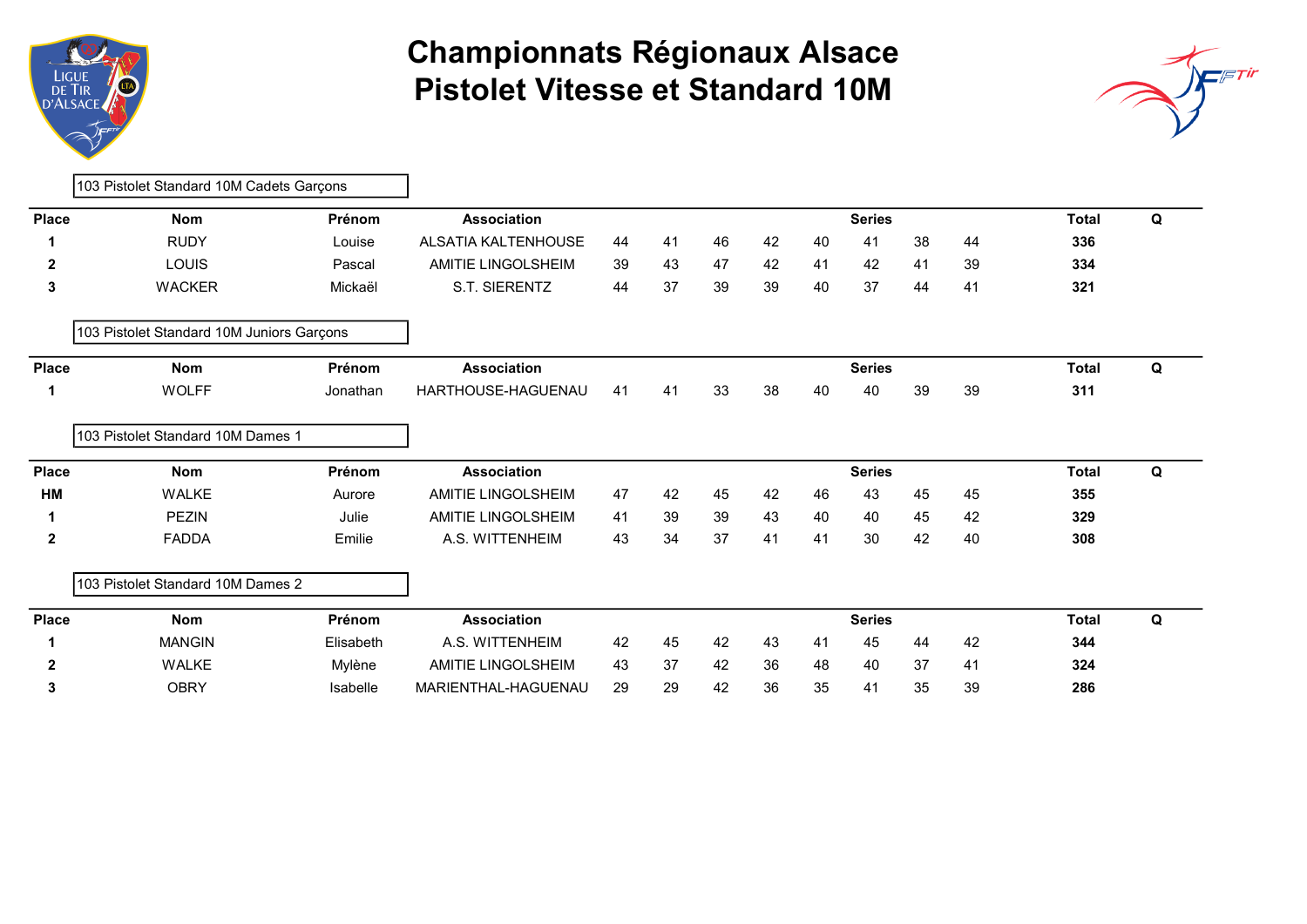# Championnats Régionaux Alsace
# Pistolet Vitesse et Standard 10M

### 103 Pistolet Standard 10M Cadets Garçons

| Place | Nom | Prénom | Association | Series | | | | | | | | Total | Q |
|---|---|---|---|---|---|---|---|---|---|---|---|---|---|
| **1** | RUDY | Louise | ALSATIA KALTENHOUSE | 44 | 41 | 46 | 42 | 40 | 41 | 38 | 44 | **336** | |
| **2** | LOUIS | Pascal | AMITIE LINGOLSHEIM | 39 | 43 | 47 | 42 | 41 | 42 | 41 | 39 | **334** | |
| **3** | WACKER | Mickaël | S.T. SIERENTZ | 44 | 37 | 39 | 39 | 40 | 37 | 44 | 41 | **321** | |

### 103 Pistolet Standard 10M Juniors Garçons

| Place | Nom | Prénom | Association | Series | | | | | | | | Total | Q |
|---|---|---|---|---|---|---|---|---|---|---|---|---|---|
| **1** | WOLFF | Jonathan | HARTHOUSE-HAGUENAU | 41 | 41 | 33 | 38 | 40 | 40 | 39 | 39 | **311** | |

### 103 Pistolet Standard 10M Dames 1

| Place | Nom | Prénom | Association | Series | | | | | | | | Total | Q |
|---|---|---|---|---|---|---|---|---|---|---|---|---|---|
| **HM** | WALKE | Aurore | AMITIE LINGOLSHEIM | 47 | 42 | 45 | 42 | 46 | 43 | 45 | 45 | **355** | |
| **1** | PEZIN | Julie | AMITIE LINGOLSHEIM | 41 | 39 | 39 | 43 | 40 | 40 | 45 | 42 | **329** | |
| **2** | FADDA | Emilie | A.S. WITTENHEIM | 43 | 34 | 37 | 41 | 41 | 30 | 42 | 40 | **308** | |

### 103 Pistolet Standard 10M Dames 2

| Place | Nom | Prénom | Association | Series | | | | | | | | Total | Q |
|---|---|---|---|---|---|---|---|---|---|---|---|---|---|
| **1** | MANGIN | Elisabeth | A.S. WITTENHEIM | 42 | 45 | 42 | 43 | 41 | 45 | 44 | 42 | **344** | |
| **2** | WALKE | Mylène | AMITIE LINGOLSHEIM | 43 | 37 | 42 | 36 | 48 | 40 | 37 | 41 | **324** | |
| **3** | OBRY | Isabelle | MARIENTHAL-HAGUENAU | 29 | 29 | 42 | 36 | 35 | 41 | 35 | 39 | **286** | |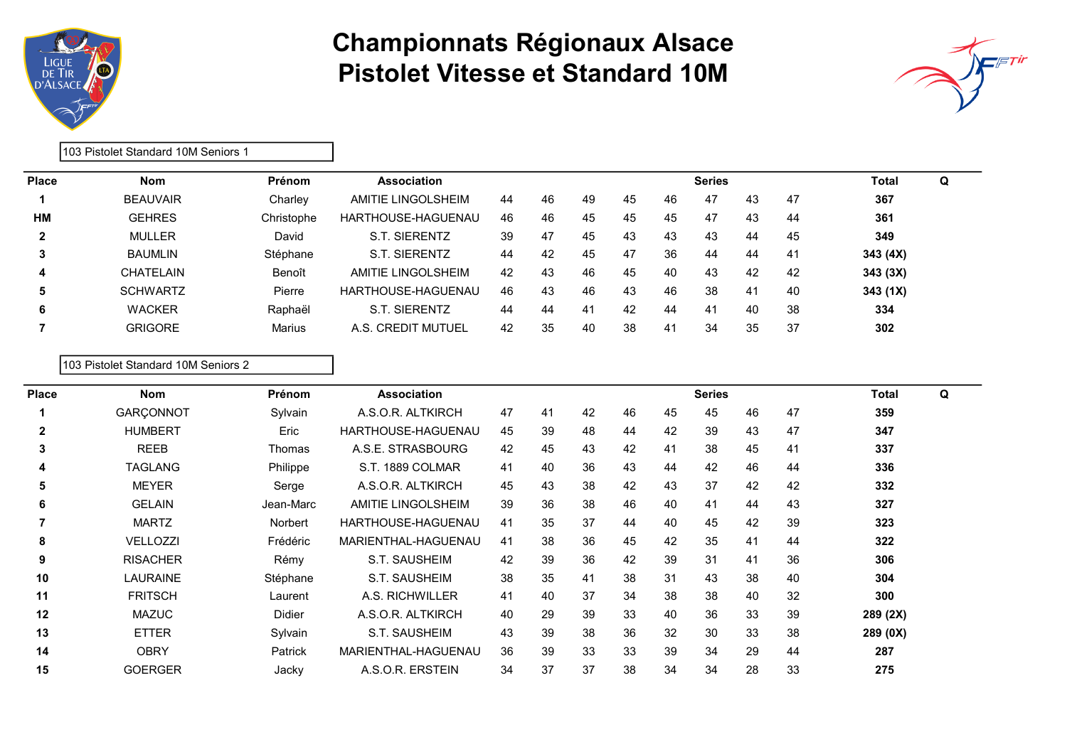# Championnats Régionaux Alsace
# Pistolet Vitesse et Standard 10M

**103 Pistolet Standard 10M Seniors 1**

| Place | Nom | Prénom | Association | Series | | | | | | | | Total | Q |
|---|---|---|---|---|---|---|---|---|---|---|---|---|---|
| **1** | BEAUVAIR | Charley | AMITIE LINGOLSHEIM | 44 | 46 | 49 | 45 | 46 | 47 | 43 | 47 | **367** | |
| **HM** | GEHRES | Christophe | HARTHOUSE-HAGUENAU | 46 | 46 | 45 | 45 | 45 | 47 | 43 | 44 | **361** | |
| **2** | MULLER | David | S.T. SIERENTZ | 39 | 47 | 45 | 43 | 43 | 43 | 44 | 45 | **349** | |
| **3** | BAUMLIN | Stéphane | S.T. SIERENTZ | 44 | 42 | 45 | 47 | 36 | 44 | 44 | 41 | **343 (4X)** | |
| **4** | CHATELAIN | Benoît | AMITIE LINGOLSHEIM | 42 | 43 | 46 | 45 | 40 | 43 | 42 | 42 | **343 (3X)** | |
| **5** | SCHWARTZ | Pierre | HARTHOUSE-HAGUENAU | 46 | 43 | 46 | 43 | 46 | 38 | 41 | 40 | **343 (1X)** | |
| **6** | WACKER | Raphaël | S.T. SIERENTZ | 44 | 44 | 41 | 42 | 44 | 41 | 40 | 38 | **334** | |
| **7** | GRIGORE | Marius | A.S. CREDIT MUTUEL | 42 | 35 | 40 | 38 | 41 | 34 | 35 | 37 | **302** | |

**103 Pistolet Standard 10M Seniors 2**

| Place | Nom | Prénom | Association | Series | | | | | | | | Total | Q |
|---|---|---|---|---|---|---|---|---|---|---|---|---|---|
| **1** | GARÇONNOT | Sylvain | A.S.O.R. ALTKIRCH | 47 | 41 | 42 | 46 | 45 | 45 | 46 | 47 | **359** | |
| **2** | HUMBERT | Eric | HARTHOUSE-HAGUENAU | 45 | 39 | 48 | 44 | 42 | 39 | 43 | 47 | **347** | |
| **3** | REEB | Thomas | A.S.E. STRASBOURG | 42 | 45 | 43 | 42 | 41 | 38 | 45 | 41 | **337** | |
| **4** | TAGLANG | Philippe | S.T. 1889 COLMAR | 41 | 40 | 36 | 43 | 44 | 42 | 46 | 44 | **336** | |
| **5** | MEYER | Serge | A.S.O.R. ALTKIRCH | 45 | 43 | 38 | 42 | 43 | 37 | 42 | 42 | **332** | |
| **6** | GELAIN | Jean-Marc | AMITIE LINGOLSHEIM | 39 | 36 | 38 | 46 | 40 | 41 | 44 | 43 | **327** | |
| **7** | MARTZ | Norbert | HARTHOUSE-HAGUENAU | 41 | 35 | 37 | 44 | 40 | 45 | 42 | 39 | **323** | |
| **8** | VELLOZZI | Frédéric | MARIENTHAL-HAGUENAU | 41 | 38 | 36 | 45 | 42 | 35 | 41 | 44 | **322** | |
| **9** | RISACHER | Rémy | S.T. SAUSHEIM | 42 | 39 | 36 | 42 | 39 | 31 | 41 | 36 | **306** | |
| **10** | LAURAINE | Stéphane | S.T. SAUSHEIM | 38 | 35 | 41 | 38 | 31 | 43 | 38 | 40 | **304** | |
| **11** | FRITSCH | Laurent | A.S. RICHWILLER | 41 | 40 | 37 | 34 | 38 | 38 | 40 | 32 | **300** | |
| **12** | MAZUC | Didier | A.S.O.R. ALTKIRCH | 40 | 29 | 39 | 33 | 40 | 36 | 33 | 39 | **289 (2X)** | |
| **13** | ETTER | Sylvain | S.T. SAUSHEIM | 43 | 39 | 38 | 36 | 32 | 30 | 33 | 38 | **289 (0X)** | |
| **14** | OBRY | Patrick | MARIENTHAL-HAGUENAU | 36 | 39 | 33 | 33 | 39 | 34 | 29 | 44 | **287** | |
| **15** | GOERGER | Jacky | A.S.O.R. ERSTEIN | 34 | 37 | 37 | 38 | 34 | 34 | 28 | 33 | **275** | |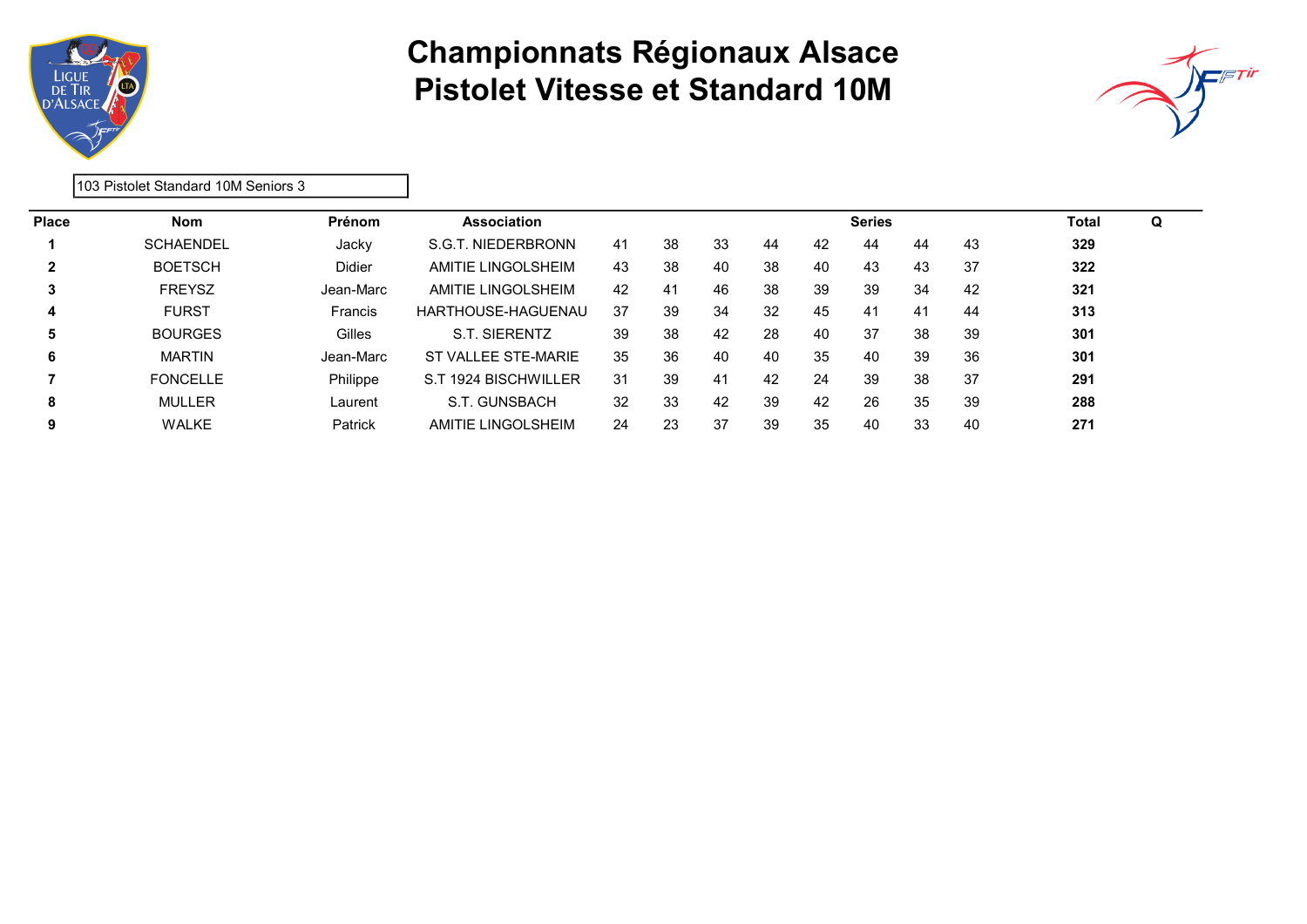# Championnats Régionaux Alsace
# Pistolet Vitesse et Standard 10M

103 Pistolet Standard 10M Seniors 3

| Place | Nom | Prénom | Association | Series | | | | | | | | Total | Q |
|---|---|---|---|---|---|---|---|---|---|---|---|---|---|
| **1** | SCHAENDEL | Jacky | S.G.T. NIEDERBRONN | 41 | 38 | 33 | 44 | 42 | 44 | 44 | 43 | **329** | |
| **2** | BOETSCH | Didier | AMITIE LINGOLSHEIM | 43 | 38 | 40 | 38 | 40 | 43 | 43 | 37 | **322** | |
| **3** | FREYSZ | Jean-Marc | AMITIE LINGOLSHEIM | 42 | 41 | 46 | 38 | 39 | 39 | 34 | 42 | **321** | |
| **4** | FURST | Francis | HARTHOUSE-HAGUENAU | 37 | 39 | 34 | 32 | 45 | 41 | 41 | 44 | **313** | |
| **5** | BOURGES | Gilles | S.T. SIERENTZ | 39 | 38 | 42 | 28 | 40 | 37 | 38 | 39 | **301** | |
| **6** | MARTIN | Jean-Marc | ST VALLEE STE-MARIE | 35 | 36 | 40 | 40 | 35 | 40 | 39 | 36 | **301** | |
| **7** | FONCELLE | Philippe | S.T 1924 BISCHWILLER | 31 | 39 | 41 | 42 | 24 | 39 | 38 | 37 | **291** | |
| **8** | MULLER | Laurent | S.T. GUNSBACH | 32 | 33 | 42 | 39 | 42 | 26 | 35 | 39 | **288** | |
| **9** | WALKE | Patrick | AMITIE LINGOLSHEIM | 24 | 23 | 37 | 39 | 35 | 40 | 33 | 40 | **271** | |